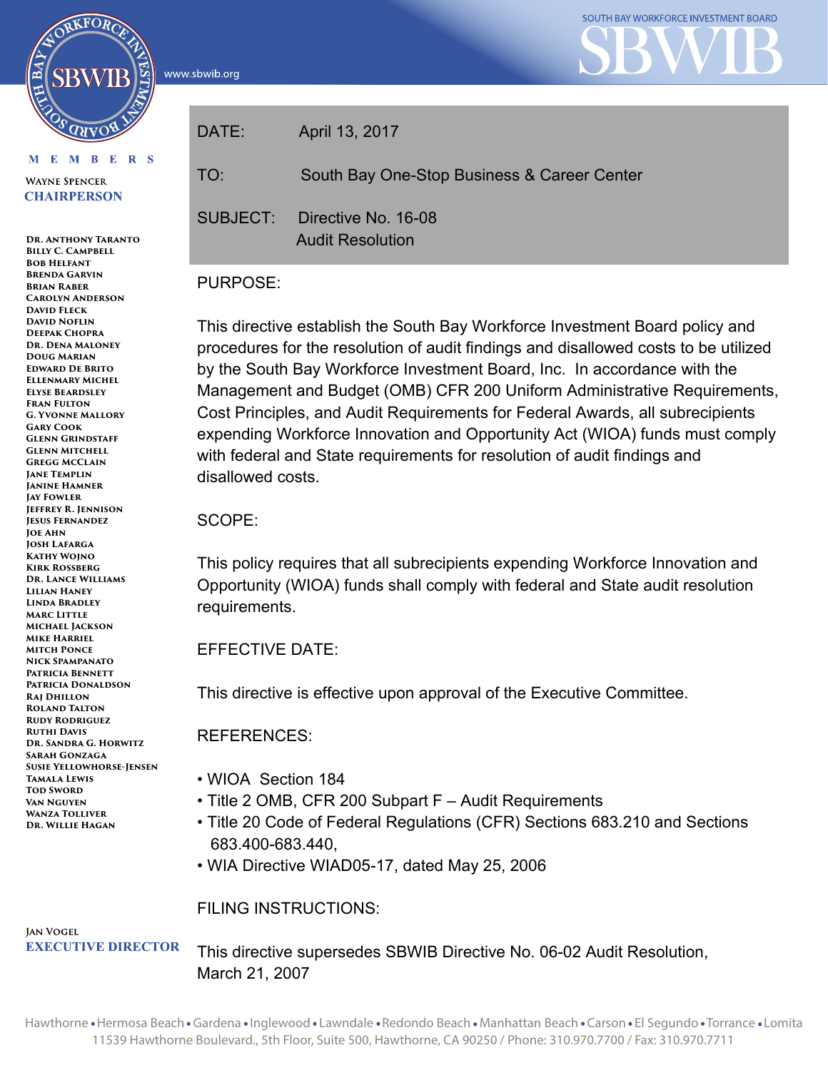www.sbwib.org

SOUTH BAY WORKFORCE INVESTMENT BOARD

SBWIB

MEMBERS

Wayne Spencer
**CHAIRPERSON**

Dr. Anthony Taranto
Billy C. Campbell
Bob Helfant
Brenda Garvin
Brian Raber
Carolyn Anderson
David Fleck
David Noflin
Deepak Chopra
Dr. Dena Maloney
Doug Marian
Edward De Brito
Ellenmary Michel
Elyse Beardsley
Fran Fulton
G. Yvonne Mallory
Gary Cook
Glenn Grindstaff
Glenn Mitchell
Gregg McClain
Jane Templin
Janine Hamner
Jay Fowler
Jeffrey R. Jennison
Jesus Fernandez
Joe Ahn
Josh Lafarga
Kathy Wojno
Kirk Rossberg
Dr. Lance Williams
Lilian Haney
Linda Bradley
Marc Little
Michael Jackson
Mike Harriel
Mitch Ponce
Nick Spampanato
Patricia Bennett
Patricia Donaldson
Raj Dhillon
Roland Talton
Rudy Rodriguez
Ruthi Davis
Dr. Sandra G. Horwitz
Sarah Gonzaga
Susie Yellowhorse-Jensen
Tamala Lewis
Tod Sword
Van Nguyen
Wanza Tolliver
Dr. Willie Hagan

Jan Vogel
**EXECUTIVE DIRECTOR**

| | |
|---|---|
| DATE: | April 13, 2017 |
| TO: | South Bay One-Stop Business & Career Center |
| SUBJECT: | Directive No. 16-08<br>Audit Resolution |

PURPOSE:

This directive establish the South Bay Workforce Investment Board policy and procedures for the resolution of audit findings and disallowed costs to be utilized by the South Bay Workforce Investment Board, Inc. In accordance with the Management and Budget (OMB) CFR 200 Uniform Administrative Requirements, Cost Principles, and Audit Requirements for Federal Awards, all subrecipients expending Workforce Innovation and Opportunity Act (WIOA) funds must comply with federal and State requirements for resolution of audit findings and disallowed costs.

SCOPE:

This policy requires that all subrecipients expending Workforce Innovation and Opportunity (WIOA) funds shall comply with federal and State audit resolution requirements.

EFFECTIVE DATE:

This directive is effective upon approval of the Executive Committee.

REFERENCES:

- WIOA Section 184
- Title 2 OMB, CFR 200 Subpart F – Audit Requirements
- Title 20 Code of Federal Regulations (CFR) Sections 683.210 and Sections 683.400-683.440,
- WIA Directive WIAD05-17, dated May 25, 2006

FILING INSTRUCTIONS:

This directive supersedes SBWIB Directive No. 06-02 Audit Resolution, March 21, 2007

Hawthorne • Hermosa Beach • Gardena • Inglewood • Lawndale • Redondo Beach • Manhattan Beach • Carson • El Segundo • Torrance • Lomita
11539 Hawthorne Boulevard., 5th Floor, Suite 500, Hawthorne, CA 90250 / Phone: 310.970.7700 / Fax: 310.970.7711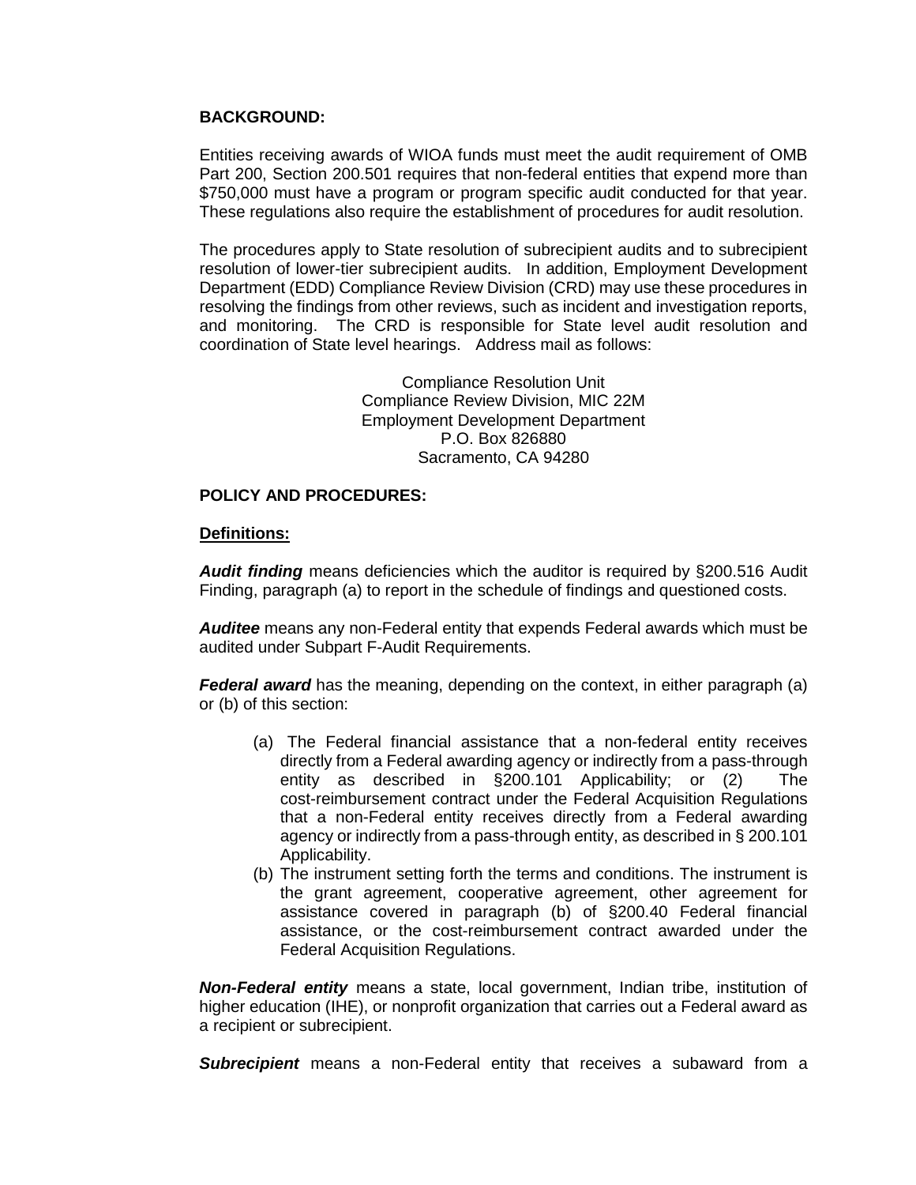**BACKGROUND:**

Entities receiving awards of WIOA funds must meet the audit requirement of OMB Part 200, Section 200.501 requires that non-federal entities that expend more than $750,000 must have a program or program specific audit conducted for that year. These regulations also require the establishment of procedures for audit resolution.

The procedures apply to State resolution of subrecipient audits and to subrecipient resolution of lower-tier subrecipient audits. In addition, Employment Development Department (EDD) Compliance Review Division (CRD) may use these procedures in resolving the findings from other reviews, such as incident and investigation reports, and monitoring. The CRD is responsible for State level audit resolution and coordination of State level hearings. Address mail as follows:

Compliance Resolution Unit
Compliance Review Division, MIC 22M
Employment Development Department
P.O. Box 826880
Sacramento, CA 94280

**POLICY AND PROCEDURES:**

**Definitions:**

***Audit finding*** means deficiencies which the auditor is required by §200.516 Audit Finding, paragraph (a) to report in the schedule of findings and questioned costs.

***Auditee*** means any non-Federal entity that expends Federal awards which must be audited under Subpart F-Audit Requirements.

***Federal award*** has the meaning, depending on the context, in either paragraph (a) or (b) of this section:

(a) The Federal financial assistance that a non-federal entity receives directly from a Federal awarding agency or indirectly from a pass-through entity as described in §200.101 Applicability; or (2) The cost-reimbursement contract under the Federal Acquisition Regulations that a non-Federal entity receives directly from a Federal awarding agency or indirectly from a pass-through entity, as described in § 200.101 Applicability.

(b) The instrument setting forth the terms and conditions. The instrument is the grant agreement, cooperative agreement, other agreement for assistance covered in paragraph (b) of §200.40 Federal financial assistance, or the cost-reimbursement contract awarded under the Federal Acquisition Regulations.

***Non-Federal entity*** means a state, local government, Indian tribe, institution of higher education (IHE), or nonprofit organization that carries out a Federal award as a recipient or subrecipient.

***Subrecipient*** means a non-Federal entity that receives a subaward from a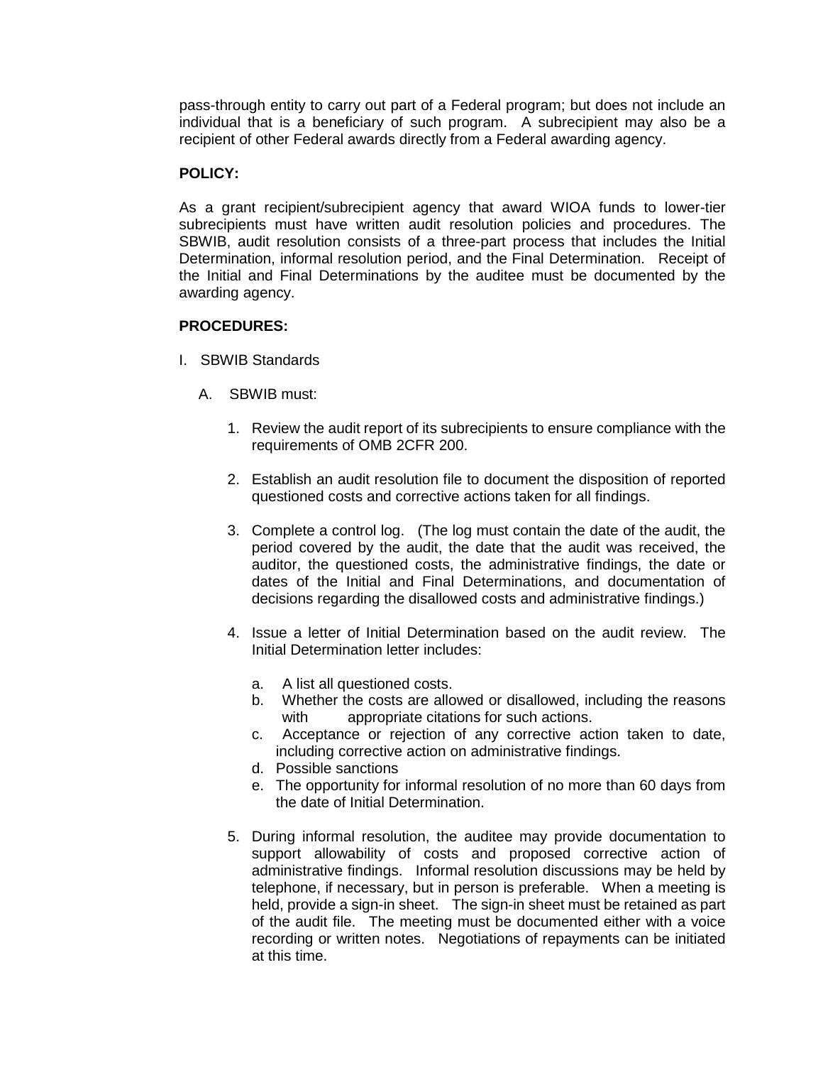pass-through entity to carry out part of a Federal program; but does not include an individual that is a beneficiary of such program. A subrecipient may also be a recipient of other Federal awards directly from a Federal awarding agency.

**POLICY:**

As a grant recipient/subrecipient agency that award WIOA funds to lower-tier subrecipients must have written audit resolution policies and procedures. The SBWIB, audit resolution consists of a three-part process that includes the Initial Determination, informal resolution period, and the Final Determination. Receipt of the Initial and Final Determinations by the auditee must be documented by the awarding agency.

**PROCEDURES:**

I. SBWIB Standards

A. SBWIB must:

1. Review the audit report of its subrecipients to ensure compliance with the requirements of OMB 2CFR 200.

2. Establish an audit resolution file to document the disposition of reported questioned costs and corrective actions taken for all findings.

3. Complete a control log. (The log must contain the date of the audit, the period covered by the audit, the date that the audit was received, the auditor, the questioned costs, the administrative findings, the date or dates of the Initial and Final Determinations, and documentation of decisions regarding the disallowed costs and administrative findings.)

4. Issue a letter of Initial Determination based on the audit review. The Initial Determination letter includes:

   a. A list all questioned costs.
   b. Whether the costs are allowed or disallowed, including the reasons with appropriate citations for such actions.
   c. Acceptance or rejection of any corrective action taken to date, including corrective action on administrative findings.
   d. Possible sanctions
   e. The opportunity for informal resolution of no more than 60 days from the date of Initial Determination.

5. During informal resolution, the auditee may provide documentation to support allowability of costs and proposed corrective action of administrative findings. Informal resolution discussions may be held by telephone, if necessary, but in person is preferable. When a meeting is held, provide a sign-in sheet. The sign-in sheet must be retained as part of the audit file. The meeting must be documented either with a voice recording or written notes. Negotiations of repayments can be initiated at this time.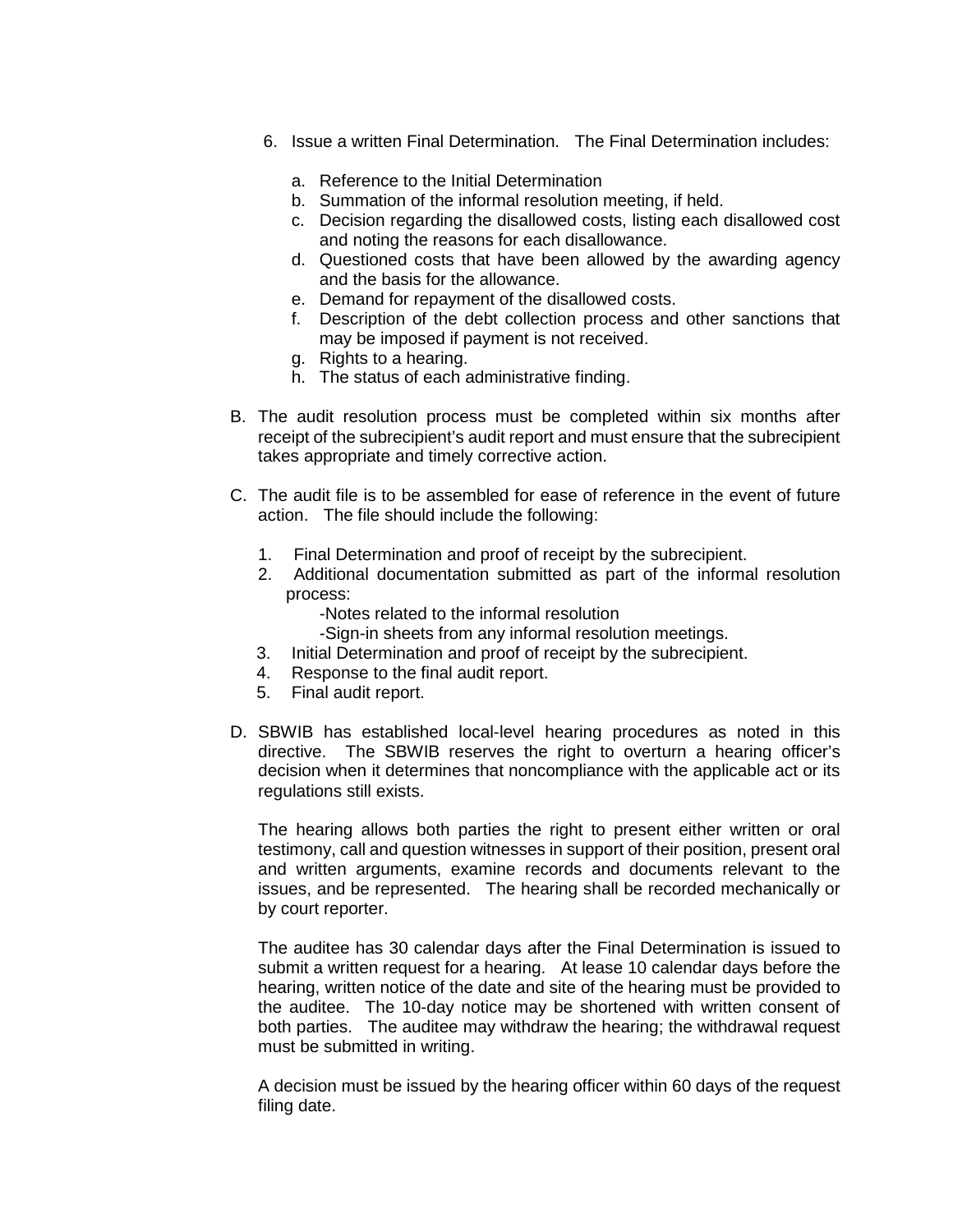6. Issue a written Final Determination. The Final Determination includes:

    a. Reference to the Initial Determination
    b. Summation of the informal resolution meeting, if held.
    c. Decision regarding the disallowed costs, listing each disallowed cost and noting the reasons for each disallowance.
    d. Questioned costs that have been allowed by the awarding agency and the basis for the allowance.
    e. Demand for repayment of the disallowed costs.
    f. Description of the debt collection process and other sanctions that may be imposed if payment is not received.
    g. Rights to a hearing.
    h. The status of each administrative finding.

B. The audit resolution process must be completed within six months after receipt of the subrecipient's audit report and must ensure that the subrecipient takes appropriate and timely corrective action.

C. The audit file is to be assembled for ease of reference in the event of future action. The file should include the following:

    1. Final Determination and proof of receipt by the subrecipient.
    2. Additional documentation submitted as part of the informal resolution process:
        - Notes related to the informal resolution
        - Sign-in sheets from any informal resolution meetings.
    3. Initial Determination and proof of receipt by the subrecipient.
    4. Response to the final audit report.
    5. Final audit report.

D. SBWIB has established local-level hearing procedures as noted in this directive. The SBWIB reserves the right to overturn a hearing officer's decision when it determines that noncompliance with the applicable act or its regulations still exists.

    The hearing allows both parties the right to present either written or oral testimony, call and question witnesses in support of their position, present oral and written arguments, examine records and documents relevant to the issues, and be represented. The hearing shall be recorded mechanically or by court reporter.

    The auditee has 30 calendar days after the Final Determination is issued to submit a written request for a hearing. At lease 10 calendar days before the hearing, written notice of the date and site of the hearing must be provided to the auditee. The 10-day notice may be shortened with written consent of both parties. The auditee may withdraw the hearing; the withdrawal request must be submitted in writing.

    A decision must be issued by the hearing officer within 60 days of the request filing date.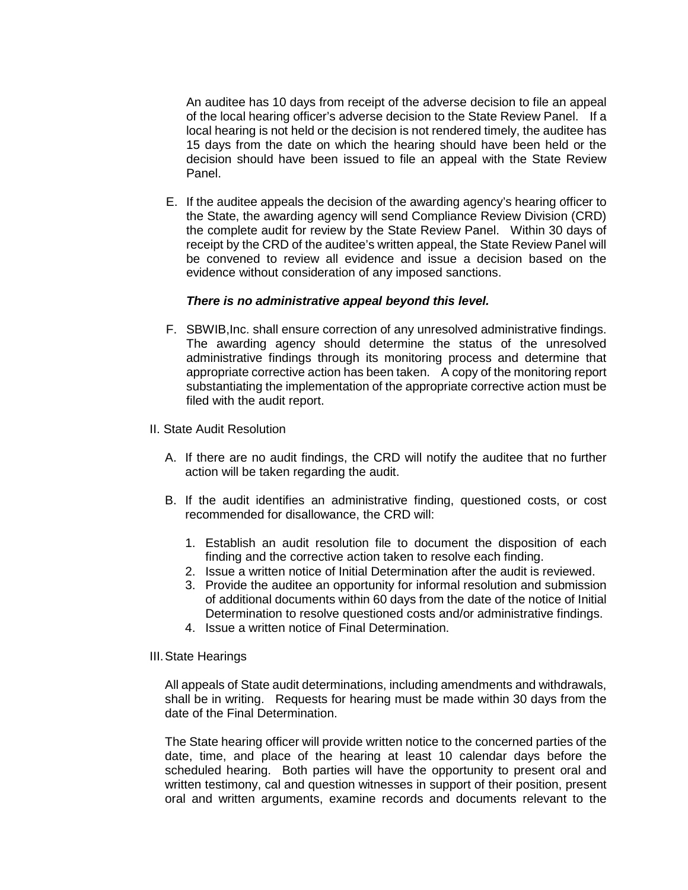An auditee has 10 days from receipt of the adverse decision to file an appeal of the local hearing officer's adverse decision to the State Review Panel. If a local hearing is not held or the decision is not rendered timely, the auditee has 15 days from the date on which the hearing should have been held or the decision should have been issued to file an appeal with the State Review Panel.

E. If the auditee appeals the decision of the awarding agency's hearing officer to the State, the awarding agency will send Compliance Review Division (CRD) the complete audit for review by the State Review Panel. Within 30 days of receipt by the CRD of the auditee's written appeal, the State Review Panel will be convened to review all evidence and issue a decision based on the evidence without consideration of any imposed sanctions.

***There is no administrative appeal beyond this level.***

F. SBWIB,Inc. shall ensure correction of any unresolved administrative findings. The awarding agency should determine the status of the unresolved administrative findings through its monitoring process and determine that appropriate corrective action has been taken. A copy of the monitoring report substantiating the implementation of the appropriate corrective action must be filed with the audit report.

II. State Audit Resolution

A. If there are no audit findings, the CRD will notify the auditee that no further action will be taken regarding the audit.

B. If the audit identifies an administrative finding, questioned costs, or cost recommended for disallowance, the CRD will:

1. Establish an audit resolution file to document the disposition of each finding and the corrective action taken to resolve each finding.
2. Issue a written notice of Initial Determination after the audit is reviewed.
3. Provide the auditee an opportunity for informal resolution and submission of additional documents within 60 days from the date of the notice of Initial Determination to resolve questioned costs and/or administrative findings.
4. Issue a written notice of Final Determination.

III. State Hearings

All appeals of State audit determinations, including amendments and withdrawals, shall be in writing. Requests for hearing must be made within 30 days from the date of the Final Determination.

The State hearing officer will provide written notice to the concerned parties of the date, time, and place of the hearing at least 10 calendar days before the scheduled hearing. Both parties will have the opportunity to present oral and written testimony, cal and question witnesses in support of their position, present oral and written arguments, examine records and documents relevant to the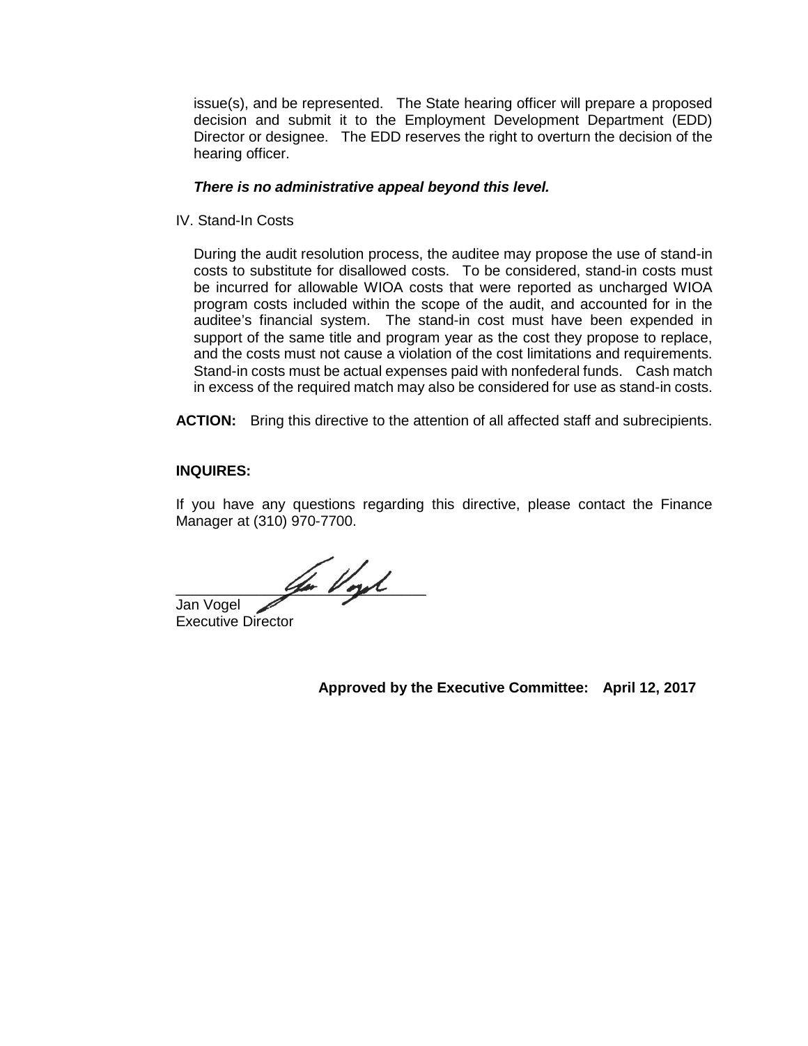issue(s), and be represented. The State hearing officer will prepare a proposed decision and submit it to the Employment Development Department (EDD) Director or designee. The EDD reserves the right to overturn the decision of the hearing officer.

***There is no administrative appeal beyond this level.***

IV. Stand-In Costs

During the audit resolution process, the auditee may propose the use of stand-in costs to substitute for disallowed costs. To be considered, stand-in costs must be incurred for allowable WIOA costs that were reported as uncharged WIOA program costs included within the scope of the audit, and accounted for in the auditee's financial system. The stand-in cost must have been expended in support of the same title and program year as the cost they propose to replace, and the costs must not cause a violation of the cost limitations and requirements. Stand-in costs must be actual expenses paid with nonfederal funds. Cash match in excess of the required match may also be considered for use as stand-in costs.

**ACTION:** Bring this directive to the attention of all affected staff and subrecipients.

**INQUIRES:**

If you have any questions regarding this directive, please contact the Finance Manager at (310) 970-7700.

Jan Vogel
Executive Director

**Approved by the Executive Committee: April 12, 2017**